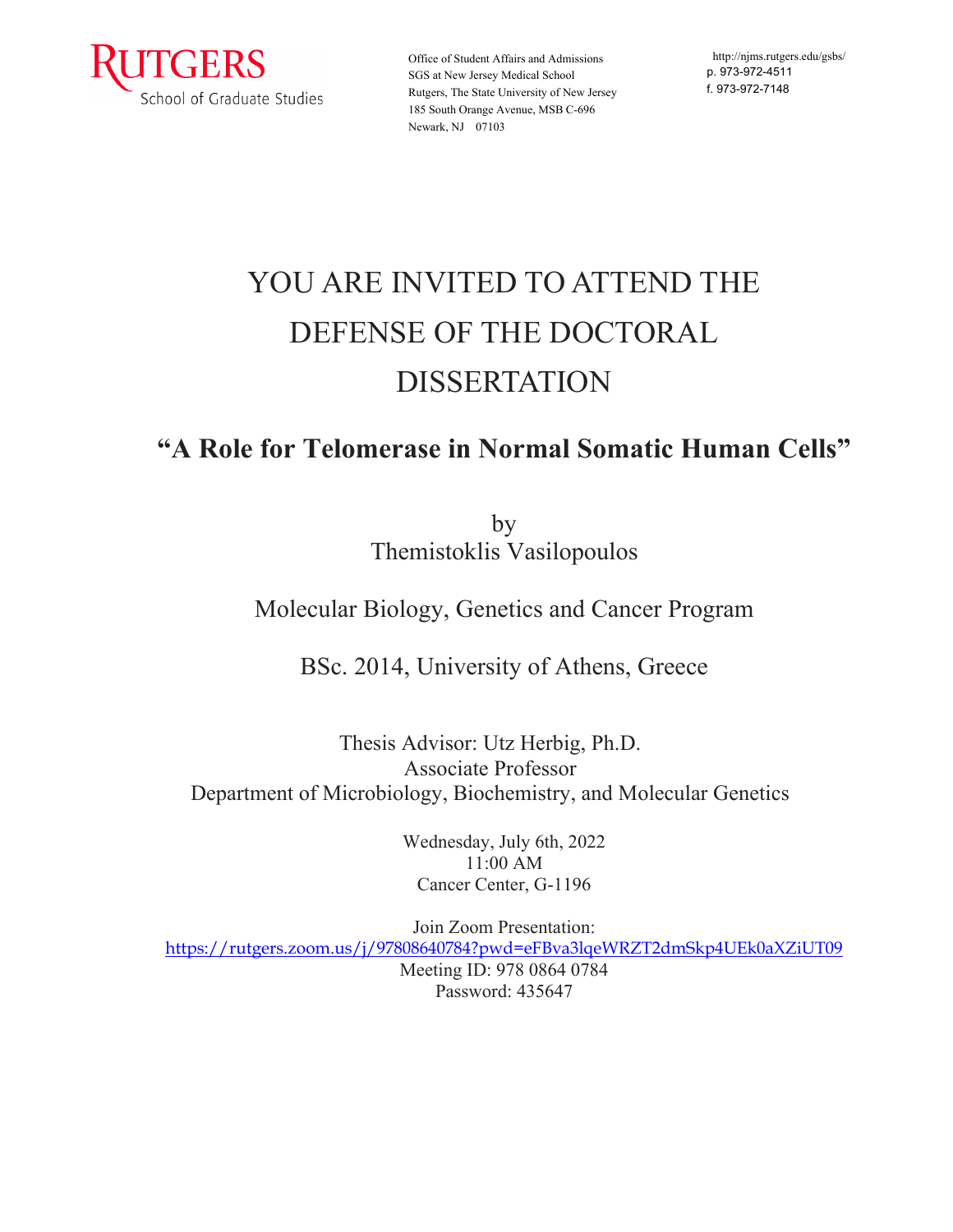RUTGERS
School of Graduate Studies

Office of Student Affairs and Admissions
SGS at New Jersey Medical School
Rutgers, The State University of New Jersey
185 South Orange Avenue, MSB C-696
Newark, NJ 07103

http://njms.rutgers.edu/gsbs/
p. 973-972-4511
f. 973-972-7148

# YOU ARE INVITED TO ATTEND THE DEFENSE OF THE DOCTORAL DISSERTATION

## **"A Role for Telomerase in Normal Somatic Human Cells"**

by
Themistoklis Vasilopoulos

Molecular Biology, Genetics and Cancer Program

BSc. 2014, University of Athens, Greece

Thesis Advisor: Utz Herbig, Ph.D.
Associate Professor
Department of Microbiology, Biochemistry, and Molecular Genetics

Wednesday, July 6th, 2022
11:00 AM
Cancer Center, G-1196

Join Zoom Presentation:
https://rutgers.zoom.us/j/97808640784?pwd=eFBva3lqeWRZT2dmSkp4UEk0aXZiUT09
Meeting ID: 978 0864 0784
Password: 435647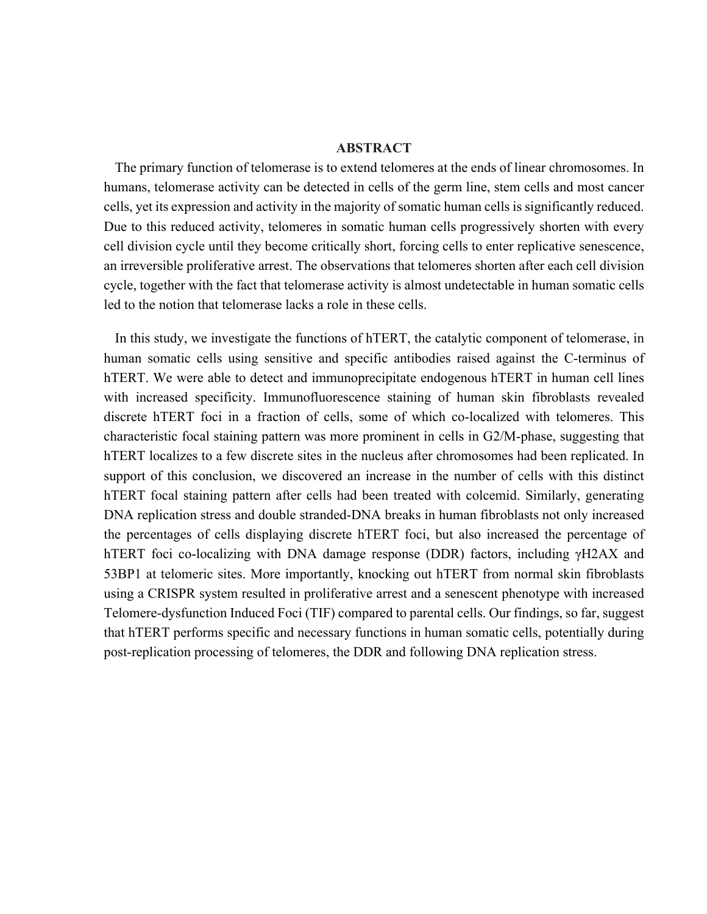# ABSTRACT

The primary function of telomerase is to extend telomeres at the ends of linear chromosomes. In humans, telomerase activity can be detected in cells of the germ line, stem cells and most cancer cells, yet its expression and activity in the majority of somatic human cells is significantly reduced. Due to this reduced activity, telomeres in somatic human cells progressively shorten with every cell division cycle until they become critically short, forcing cells to enter replicative senescence, an irreversible proliferative arrest. The observations that telomeres shorten after each cell division cycle, together with the fact that telomerase activity is almost undetectable in human somatic cells led to the notion that telomerase lacks a role in these cells.

In this study, we investigate the functions of hTERT, the catalytic component of telomerase, in human somatic cells using sensitive and specific antibodies raised against the C-terminus of hTERT. We were able to detect and immunoprecipitate endogenous hTERT in human cell lines with increased specificity. Immunofluorescence staining of human skin fibroblasts revealed discrete hTERT foci in a fraction of cells, some of which co-localized with telomeres. This characteristic focal staining pattern was more prominent in cells in G2/M-phase, suggesting that hTERT localizes to a few discrete sites in the nucleus after chromosomes had been replicated. In support of this conclusion, we discovered an increase in the number of cells with this distinct hTERT focal staining pattern after cells had been treated with colcemid. Similarly, generating DNA replication stress and double stranded-DNA breaks in human fibroblasts not only increased the percentages of cells displaying discrete hTERT foci, but also increased the percentage of hTERT foci co-localizing with DNA damage response (DDR) factors, including γH2AX and 53BP1 at telomeric sites. More importantly, knocking out hTERT from normal skin fibroblasts using a CRISPR system resulted in proliferative arrest and a senescent phenotype with increased Telomere-dysfunction Induced Foci (TIF) compared to parental cells. Our findings, so far, suggest that hTERT performs specific and necessary functions in human somatic cells, potentially during post-replication processing of telomeres, the DDR and following DNA replication stress.